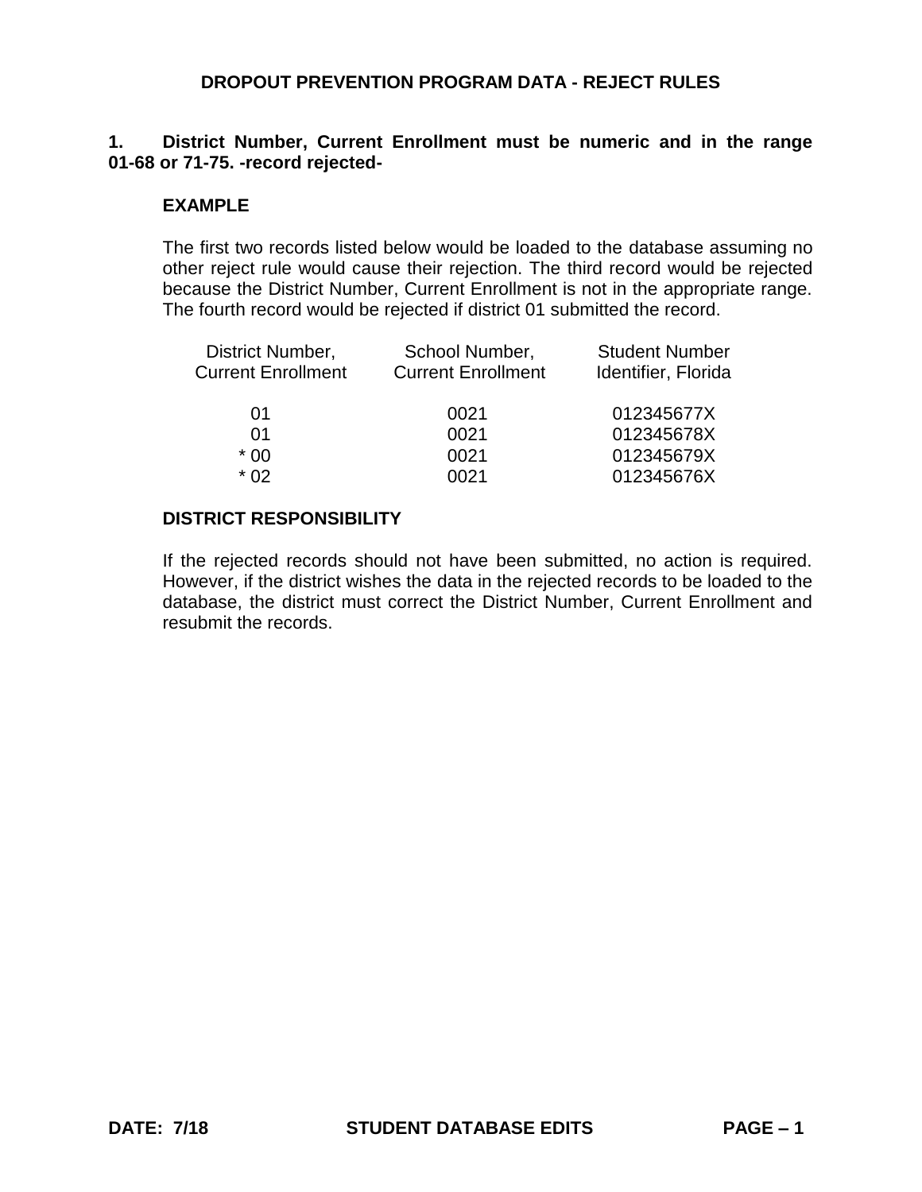# DROPOUT PREVENTION PROGRAM DATA - REJECT RULES

**1. District Number, Current Enrollment must be numeric and in the range 01-68 or 71-75. -record rejected-**

**EXAMPLE**

The first two records listed below would be loaded to the database assuming no other reject rule would cause their rejection. The third record would be rejected because the District Number, Current Enrollment is not in the appropriate range. The fourth record would be rejected if district 01 submitted the record.

| District Number, Current Enrollment | School Number, Current Enrollment | Student Number Identifier, Florida |
|---|---|---|
| 01 | 0021 | 012345677X |
| 01 | 0021 | 012345678X |
| * 00 | 0021 | 012345679X |
| * 02 | 0021 | 012345676X |

**DISTRICT RESPONSIBILITY**

If the rejected records should not have been submitted, no action is required. However, if the district wishes the data in the rejected records to be loaded to the database, the district must correct the District Number, Current Enrollment and resubmit the records.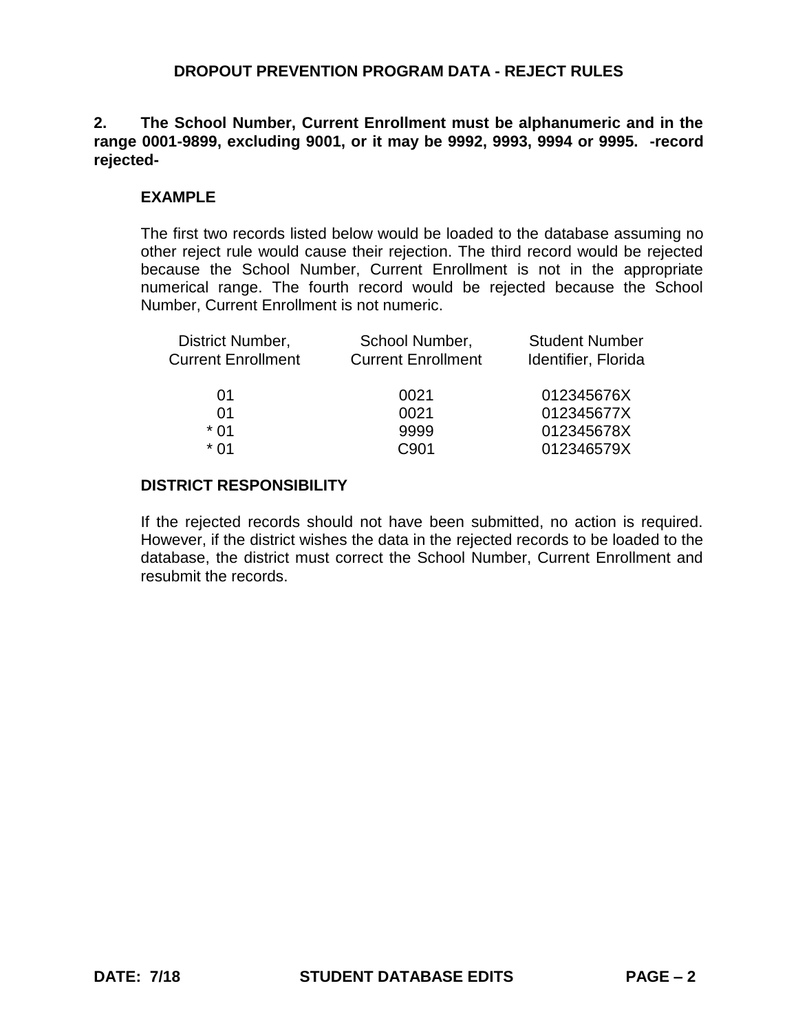## DROPOUT PREVENTION PROGRAM DATA - REJECT RULES

**2. The School Number, Current Enrollment must be alphanumeric and in the range 0001-9899, excluding 9001, or it may be 9992, 9993, 9994 or 9995. -record rejected-**

**EXAMPLE**

The first two records listed below would be loaded to the database assuming no other reject rule would cause their rejection. The third record would be rejected because the School Number, Current Enrollment is not in the appropriate numerical range. The fourth record would be rejected because the School Number, Current Enrollment is not numeric.

| District Number, Current Enrollment | School Number, Current Enrollment | Student Number Identifier, Florida |
|---|---|---|
| 01 | 0021 | 012345676X |
| 01 | 0021 | 012345677X |
| * 01 | 9999 | 012345678X |
| * 01 | C901 | 012346579X |

**DISTRICT RESPONSIBILITY**

If the rejected records should not have been submitted, no action is required. However, if the district wishes the data in the rejected records to be loaded to the database, the district must correct the School Number, Current Enrollment and resubmit the records.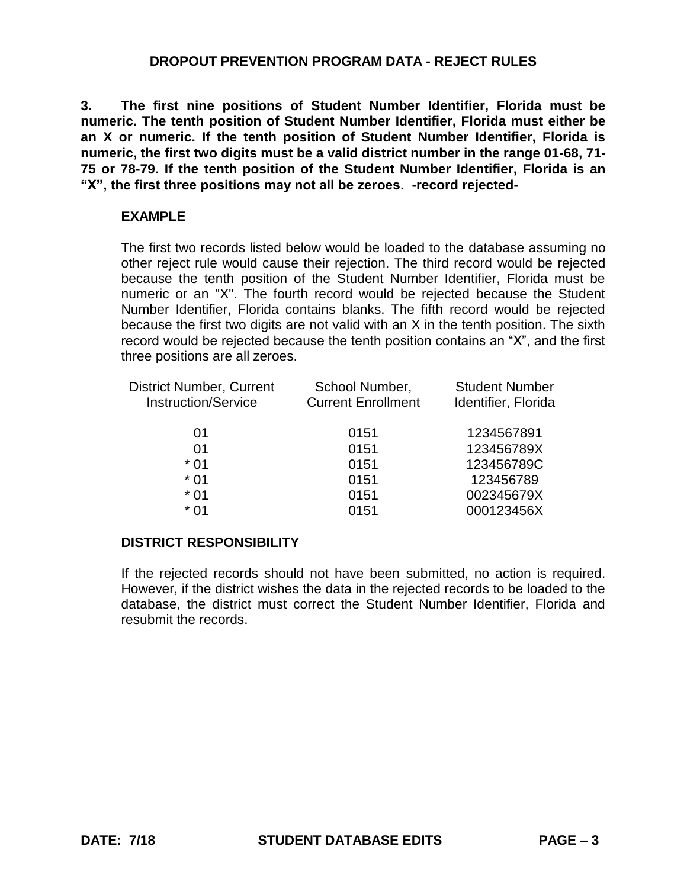# DROPOUT PREVENTION PROGRAM DATA - REJECT RULES

**3. The first nine positions of Student Number Identifier, Florida must be numeric. The tenth position of Student Number Identifier, Florida must either be an X or numeric. If the tenth position of Student Number Identifier, Florida is numeric, the first two digits must be a valid district number in the range 01-68, 71-75 or 78-79. If the tenth position of the Student Number Identifier, Florida is an "X", the first three positions may not all be zeroes. -record rejected-**

### EXAMPLE

The first two records listed below would be loaded to the database assuming no other reject rule would cause their rejection. The third record would be rejected because the tenth position of the Student Number Identifier, Florida must be numeric or an "X". The fourth record would be rejected because the Student Number Identifier, Florida contains blanks. The fifth record would be rejected because the first two digits are not valid with an X in the tenth position. The sixth record would be rejected because the tenth position contains an "X", and the first three positions are all zeroes.

| District Number, Current Instruction/Service | School Number, Current Enrollment | Student Number Identifier, Florida |
|---|---|---|
| 01 | 0151 | 1234567891 |
| 01 | 0151 | 123456789X |
| * 01 | 0151 | 123456789C |
| * 01 | 0151 | 123456789 |
| * 01 | 0151 | 002345679X |
| * 01 | 0151 | 000123456X |

### DISTRICT RESPONSIBILITY

If the rejected records should not have been submitted, no action is required. However, if the district wishes the data in the rejected records to be loaded to the database, the district must correct the Student Number Identifier, Florida and resubmit the records.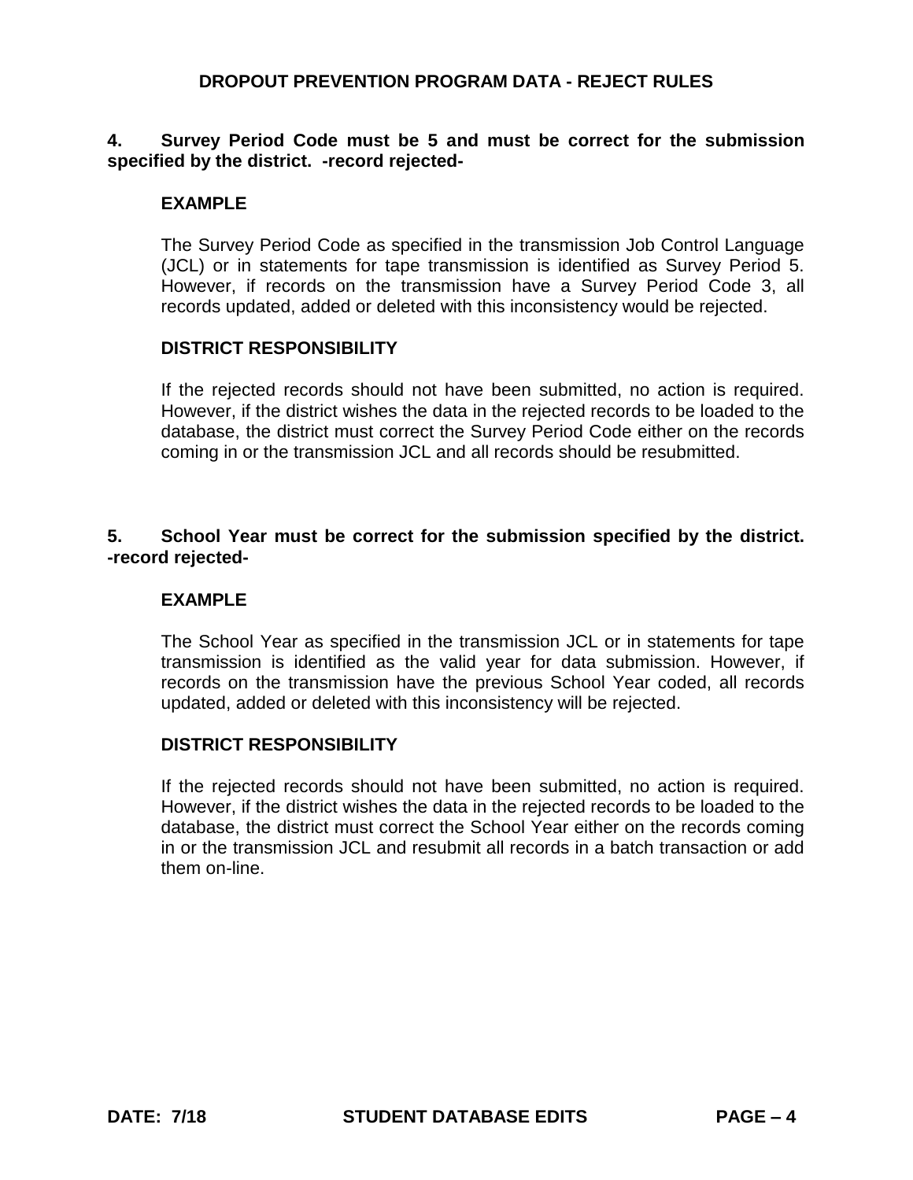# DROPOUT PREVENTION PROGRAM DATA - REJECT RULES

**4. Survey Period Code must be 5 and must be correct for the submission specified by the district. -record rejected-**

**EXAMPLE**

The Survey Period Code as specified in the transmission Job Control Language (JCL) or in statements for tape transmission is identified as Survey Period 5. However, if records on the transmission have a Survey Period Code 3, all records updated, added or deleted with this inconsistency would be rejected.

**DISTRICT RESPONSIBILITY**

If the rejected records should not have been submitted, no action is required. However, if the district wishes the data in the rejected records to be loaded to the database, the district must correct the Survey Period Code either on the records coming in or the transmission JCL and all records should be resubmitted.

**5. School Year must be correct for the submission specified by the district. -record rejected-**

**EXAMPLE**

The School Year as specified in the transmission JCL or in statements for tape transmission is identified as the valid year for data submission. However, if records on the transmission have the previous School Year coded, all records updated, added or deleted with this inconsistency will be rejected.

**DISTRICT RESPONSIBILITY**

If the rejected records should not have been submitted, no action is required. However, if the district wishes the data in the rejected records to be loaded to the database, the district must correct the School Year either on the records coming in or the transmission JCL and resubmit all records in a batch transaction or add them on-line.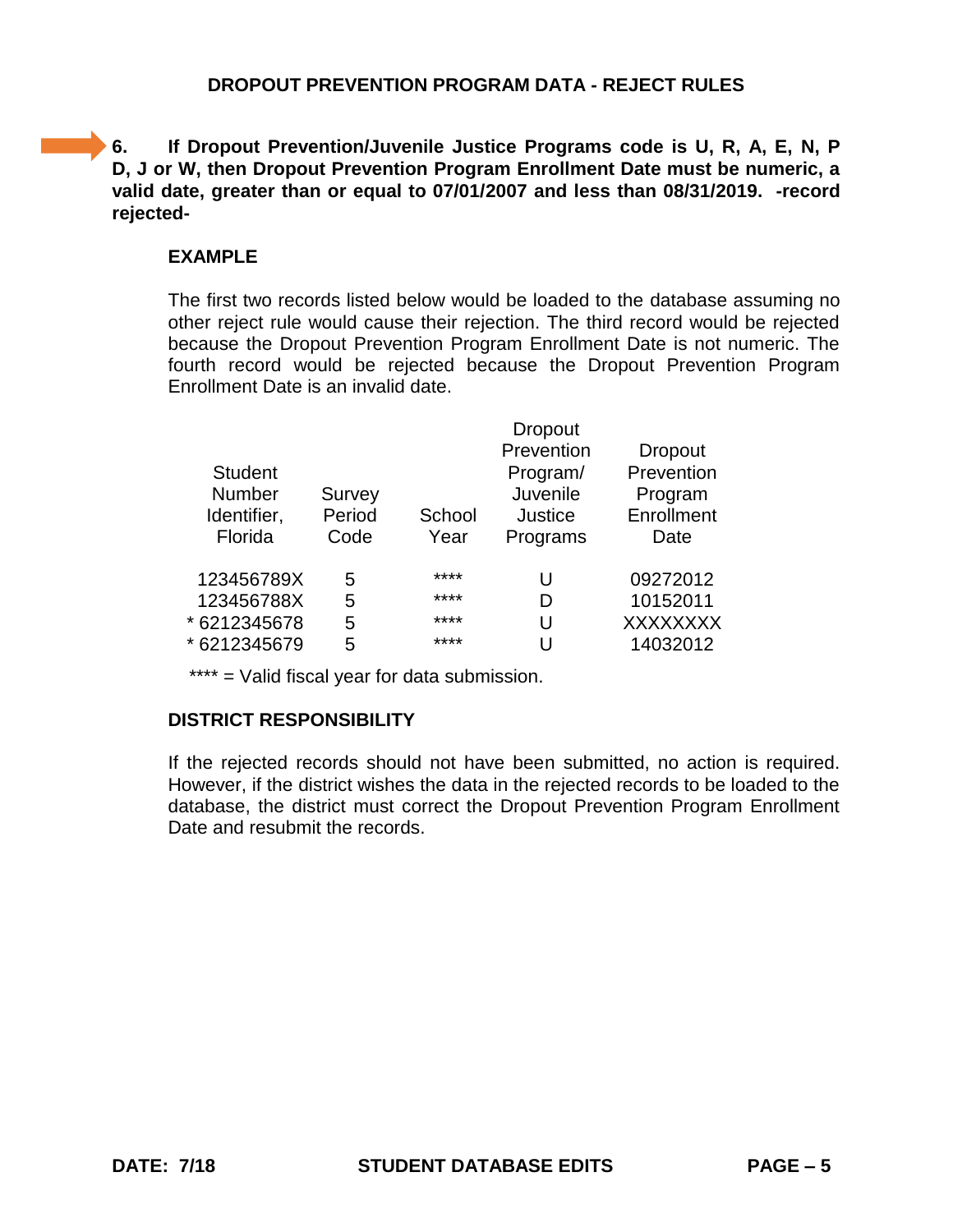## DROPOUT PREVENTION PROGRAM DATA - REJECT RULES

**6. If Dropout Prevention/Juvenile Justice Programs code is U, R, A, E, N, P D, J or W, then Dropout Prevention Program Enrollment Date must be numeric, a valid date, greater than or equal to 07/01/2007 and less than 08/31/2019. -record rejected-**

### EXAMPLE

The first two records listed below would be loaded to the database assuming no other reject rule would cause their rejection. The third record would be rejected because the Dropout Prevention Program Enrollment Date is not numeric. The fourth record would be rejected because the Dropout Prevention Program Enrollment Date is an invalid date.

| Student Number Identifier, Florida | Survey Period Code | School Year | Dropout Prevention Program/ Juvenile Justice Programs | Dropout Prevention Program Enrollment Date |
|---|---|---|---|---|
| 123456789X | 5 | **** | U | 09272012 |
| 123456788X | 5 | **** | D | 10152011 |
| * 6212345678 | 5 | **** | U | XXXXXXXX |
| * 6212345679 | 5 | **** | U | 14032012 |

**** = Valid fiscal year for data submission.

### DISTRICT RESPONSIBILITY

If the rejected records should not have been submitted, no action is required. However, if the district wishes the data in the rejected records to be loaded to the database, the district must correct the Dropout Prevention Program Enrollment Date and resubmit the records.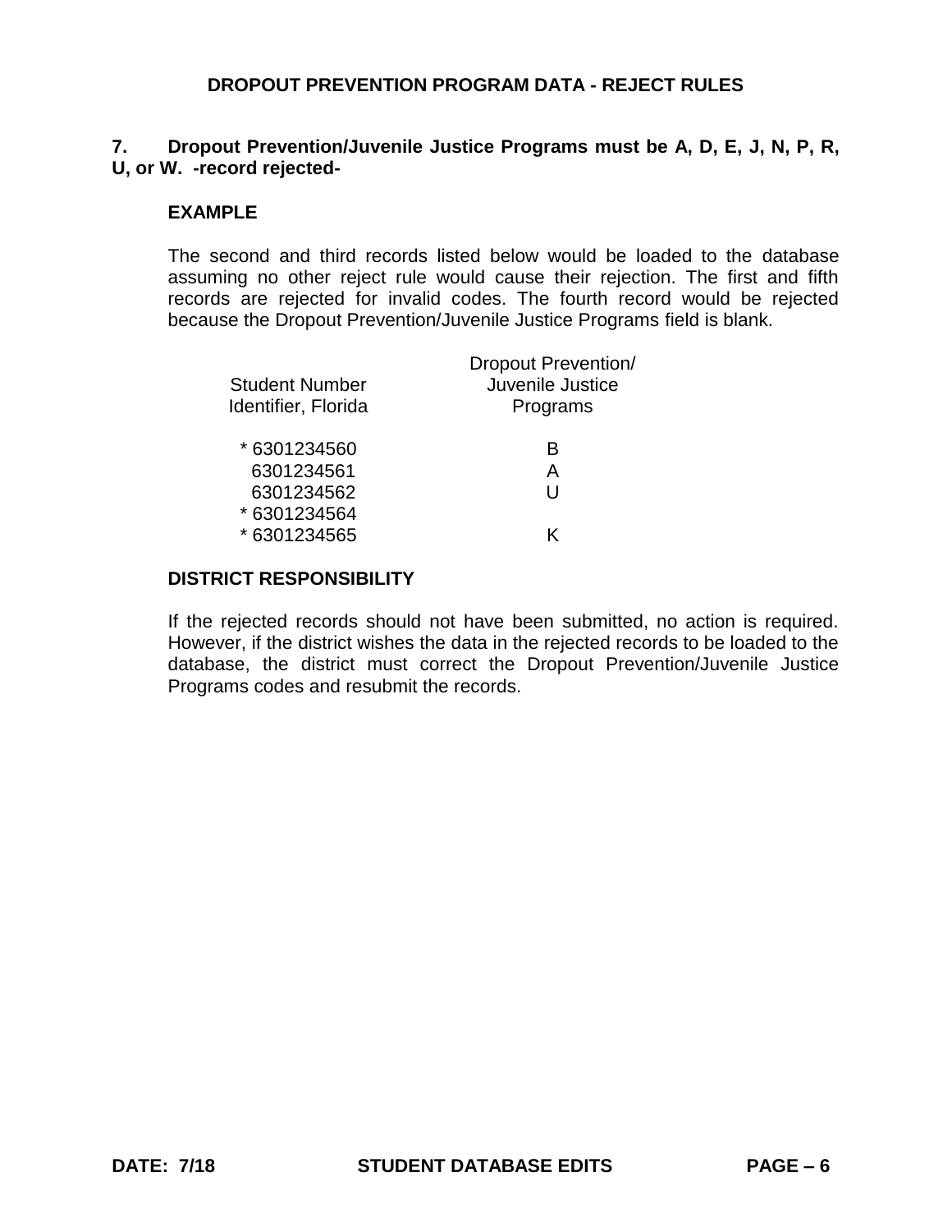## DROPOUT PREVENTION PROGRAM DATA - REJECT RULES

**7. Dropout Prevention/Juvenile Justice Programs must be A, D, E, J, N, P, R, U, or W. -record rejected-**

**EXAMPLE**

The second and third records listed below would be loaded to the database assuming no other reject rule would cause their rejection. The first and fifth records are rejected for invalid codes. The fourth record would be rejected because the Dropout Prevention/Juvenile Justice Programs field is blank.

| Student Number Identifier, Florida | Dropout Prevention/ Juvenile Justice Programs |
|---|---|
| * 6301234560 | B |
| 6301234561 | A |
| 6301234562 | U |
| * 6301234564 | |
| * 6301234565 | K |

**DISTRICT RESPONSIBILITY**

If the rejected records should not have been submitted, no action is required. However, if the district wishes the data in the rejected records to be loaded to the database, the district must correct the Dropout Prevention/Juvenile Justice Programs codes and resubmit the records.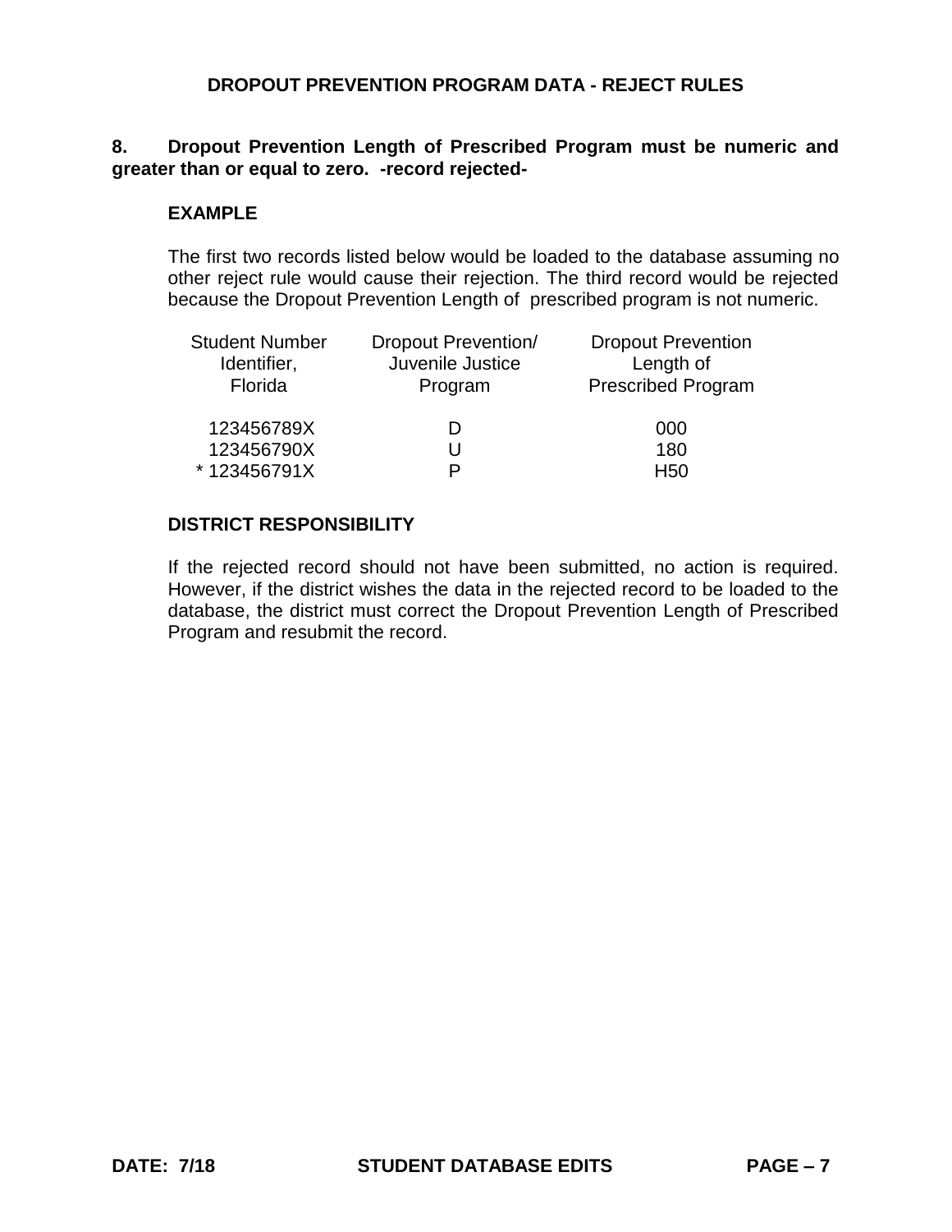## DROPOUT PREVENTION PROGRAM DATA - REJECT RULES

**8. Dropout Prevention Length of Prescribed Program must be numeric and greater than or equal to zero. -record rejected-**

**EXAMPLE**

The first two records listed below would be loaded to the database assuming no other reject rule would cause their rejection. The third record would be rejected because the Dropout Prevention Length of prescribed program is not numeric.

| Student Number Identifier, Florida | Dropout Prevention/ Juvenile Justice Program | Dropout Prevention Length of Prescribed Program |
|---|---|---|
| 123456789X | D | 000 |
| 123456790X | U | 180 |
| * 123456791X | P | H50 |

**DISTRICT RESPONSIBILITY**

If the rejected record should not have been submitted, no action is required. However, if the district wishes the data in the rejected record to be loaded to the database, the district must correct the Dropout Prevention Length of Prescribed Program and resubmit the record.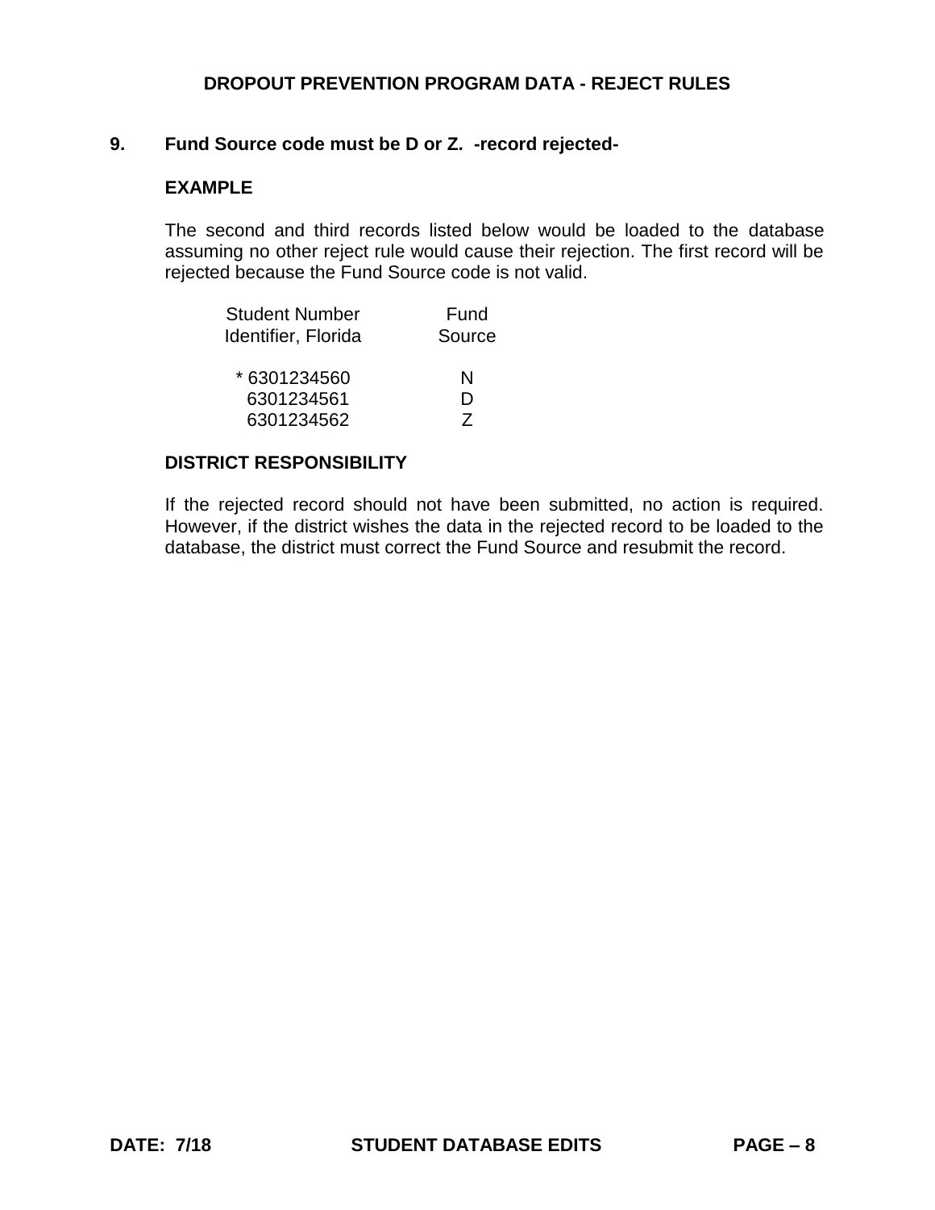## DROPOUT PREVENTION PROGRAM DATA - REJECT RULES

**9. Fund Source code must be D or Z. -record rejected-**

**EXAMPLE**

The second and third records listed below would be loaded to the database assuming no other reject rule would cause their rejection. The first record will be rejected because the Fund Source code is not valid.

| Student Number Identifier, Florida | Fund Source |
|---|---|
| * 6301234560 | N |
| 6301234561 | D |
| 6301234562 | Z |

**DISTRICT RESPONSIBILITY**

If the rejected record should not have been submitted, no action is required. However, if the district wishes the data in the rejected record to be loaded to the database, the district must correct the Fund Source and resubmit the record.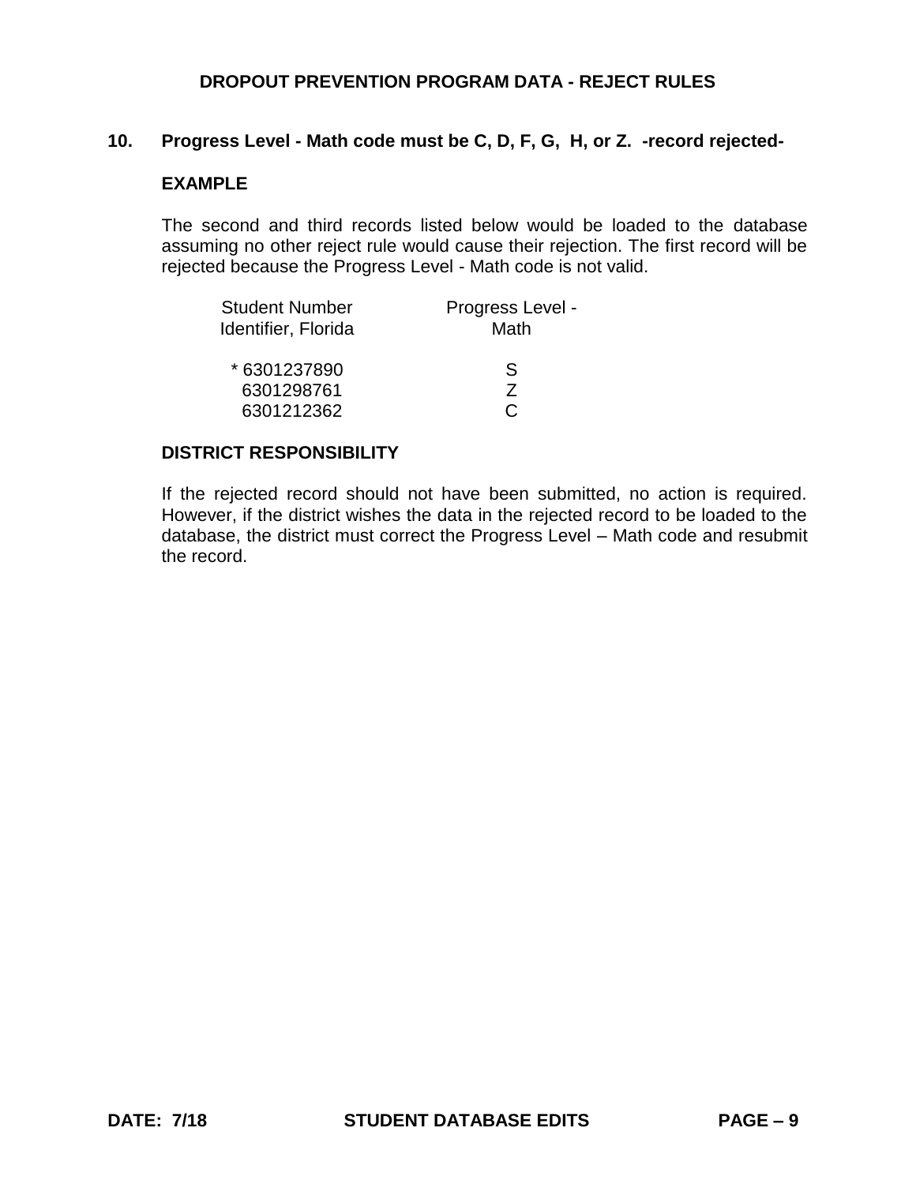## DROPOUT PREVENTION PROGRAM DATA - REJECT RULES

**10. Progress Level - Math code must be C, D, F, G, H, or Z. -record rejected-**

**EXAMPLE**

The second and third records listed below would be loaded to the database assuming no other reject rule would cause their rejection. The first record will be rejected because the Progress Level - Math code is not valid.

| Student Number Identifier, Florida | Progress Level - Math |
|---|---|
| * 6301237890 | S |
| 6301298761 | Z |
| 6301212362 | C |

**DISTRICT RESPONSIBILITY**

If the rejected record should not have been submitted, no action is required. However, if the district wishes the data in the rejected record to be loaded to the database, the district must correct the Progress Level – Math code and resubmit the record.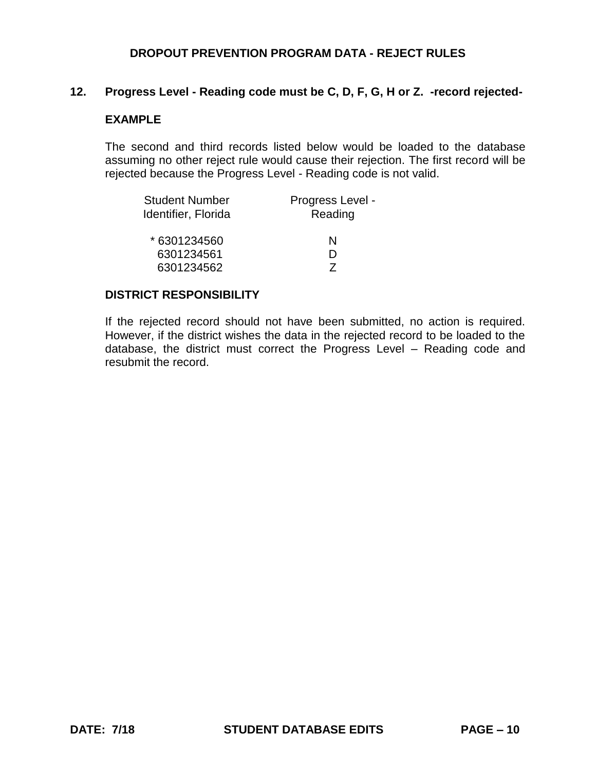## DROPOUT PREVENTION PROGRAM DATA - REJECT RULES

**12. Progress Level - Reading code must be C, D, F, G, H or Z. -record rejected-**

**EXAMPLE**

The second and third records listed below would be loaded to the database assuming no other reject rule would cause their rejection. The first record will be rejected because the Progress Level - Reading code is not valid.

| Student Number Identifier, Florida | Progress Level - Reading |
|---|---|
| * 6301234560 | N |
| 6301234561 | D |
| 6301234562 | Z |

**DISTRICT RESPONSIBILITY**

If the rejected record should not have been submitted, no action is required. However, if the district wishes the data in the rejected record to be loaded to the database, the district must correct the Progress Level – Reading code and resubmit the record.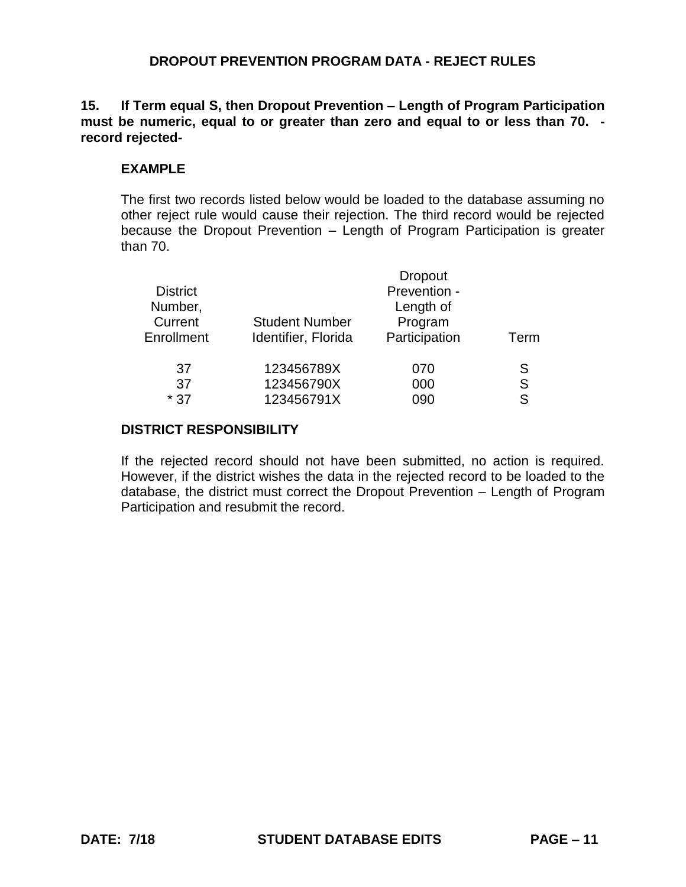## DROPOUT PREVENTION PROGRAM DATA - REJECT RULES

**15. If Term equal S, then Dropout Prevention – Length of Program Participation must be numeric, equal to or greater than zero and equal to or less than 70. -record rejected-**

**EXAMPLE**

The first two records listed below would be loaded to the database assuming no other reject rule would cause their rejection. The third record would be rejected because the Dropout Prevention – Length of Program Participation is greater than 70.

| District Number, Current Enrollment | Student Number Identifier, Florida | Dropout Prevention - Length of Program Participation | Term |
|---|---|---|---|
| 37 | 123456789X | 070 | S |
| 37 | 123456790X | 000 | S |
| * 37 | 123456791X | 090 | S |

**DISTRICT RESPONSIBILITY**

If the rejected record should not have been submitted, no action is required. However, if the district wishes the data in the rejected record to be loaded to the database, the district must correct the Dropout Prevention – Length of Program Participation and resubmit the record.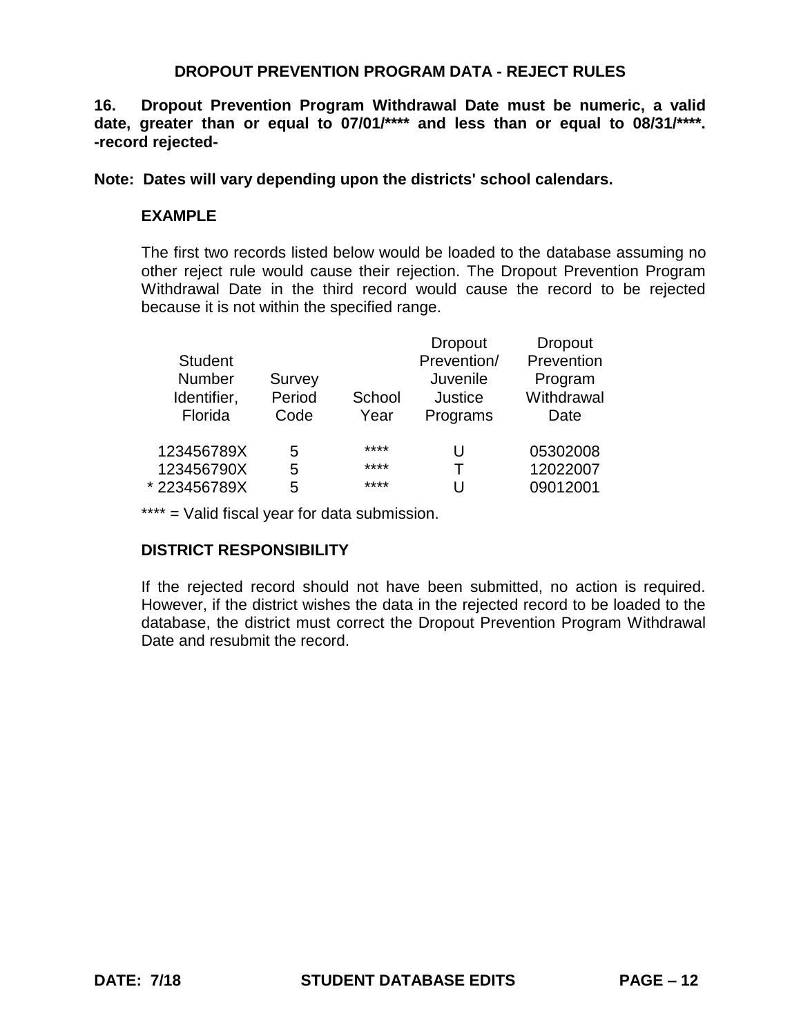## DROPOUT PREVENTION PROGRAM DATA - REJECT RULES

**16. Dropout Prevention Program Withdrawal Date must be numeric, a valid date, greater than or equal to 07/01/**** and less than or equal to 08/31/****. -record rejected-**

**Note: Dates will vary depending upon the districts' school calendars.**

### EXAMPLE

The first two records listed below would be loaded to the database assuming no other reject rule would cause their rejection. The Dropout Prevention Program Withdrawal Date in the third record would cause the record to be rejected because it is not within the specified range.

| Student Number Identifier, Florida | Survey Period Code | School Year | Dropout Prevention/ Juvenile Justice Programs | Dropout Prevention Program Withdrawal Date |
|---|---|---|---|---|
| 123456789X | 5 | **** | U | 05302008 |
| 123456790X | 5 | **** | T | 12022007 |
| * 223456789X | 5 | **** | U | 09012001 |

**** = Valid fiscal year for data submission.

### DISTRICT RESPONSIBILITY

If the rejected record should not have been submitted, no action is required. However, if the district wishes the data in the rejected record to be loaded to the database, the district must correct the Dropout Prevention Program Withdrawal Date and resubmit the record.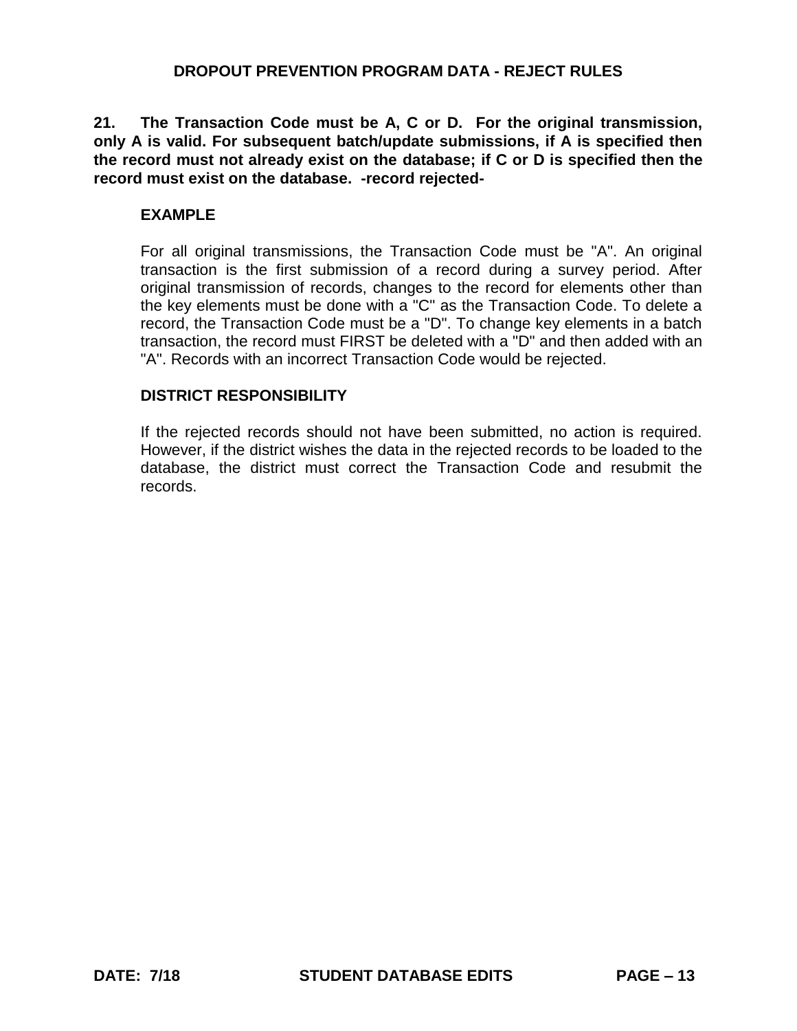**21. The Transaction Code must be A, C or D. For the original transmission, only A is valid. For subsequent batch/update submissions, if A is specified then the record must not already exist on the database; if C or D is specified then the record must exist on the database. -record rejected-**

**EXAMPLE**

For all original transmissions, the Transaction Code must be "A". An original transaction is the first submission of a record during a survey period. After original transmission of records, changes to the record for elements other than the key elements must be done with a "C" as the Transaction Code. To delete a record, the Transaction Code must be a "D". To change key elements in a batch transaction, the record must FIRST be deleted with a "D" and then added with an "A". Records with an incorrect Transaction Code would be rejected.

**DISTRICT RESPONSIBILITY**

If the rejected records should not have been submitted, no action is required. However, if the district wishes the data in the rejected records to be loaded to the database, the district must correct the Transaction Code and resubmit the records.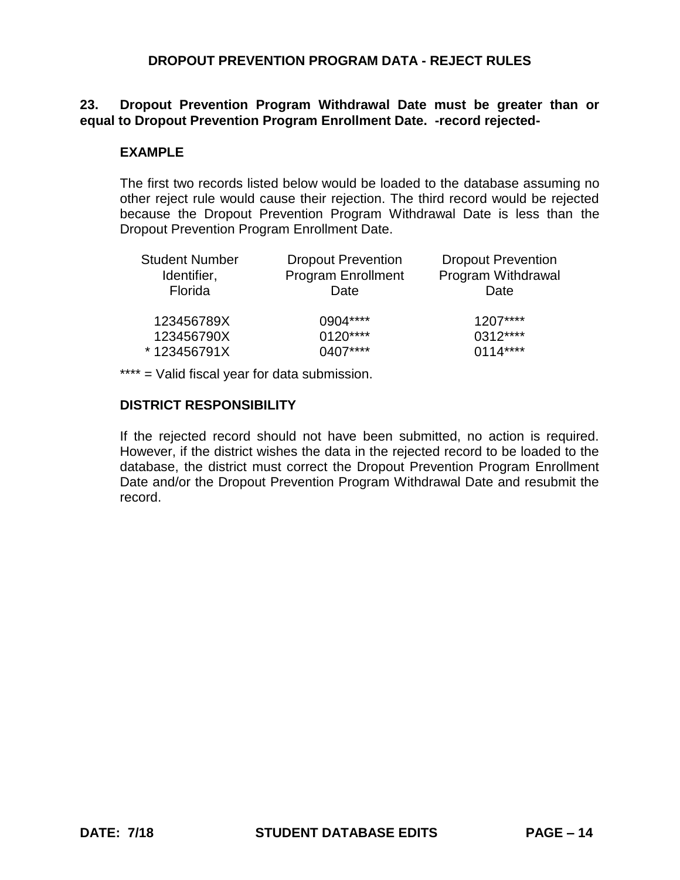## DROPOUT PREVENTION PROGRAM DATA - REJECT RULES

**23. Dropout Prevention Program Withdrawal Date must be greater than or equal to Dropout Prevention Program Enrollment Date. -record rejected-**

**EXAMPLE**

The first two records listed below would be loaded to the database assuming no other reject rule would cause their rejection. The third record would be rejected because the Dropout Prevention Program Withdrawal Date is less than the Dropout Prevention Program Enrollment Date.

| Student Number Identifier, Florida | Dropout Prevention Program Enrollment Date | Dropout Prevention Program Withdrawal Date |
|---|---|---|
| 123456789X | 0904**** | 1207**** |
| 123456790X | 0120**** | 0312**** |
| * 123456791X | 0407**** | 0114**** |

**** = Valid fiscal year for data submission.

**DISTRICT RESPONSIBILITY**

If the rejected record should not have been submitted, no action is required. However, if the district wishes the data in the rejected record to be loaded to the database, the district must correct the Dropout Prevention Program Enrollment Date and/or the Dropout Prevention Program Withdrawal Date and resubmit the record.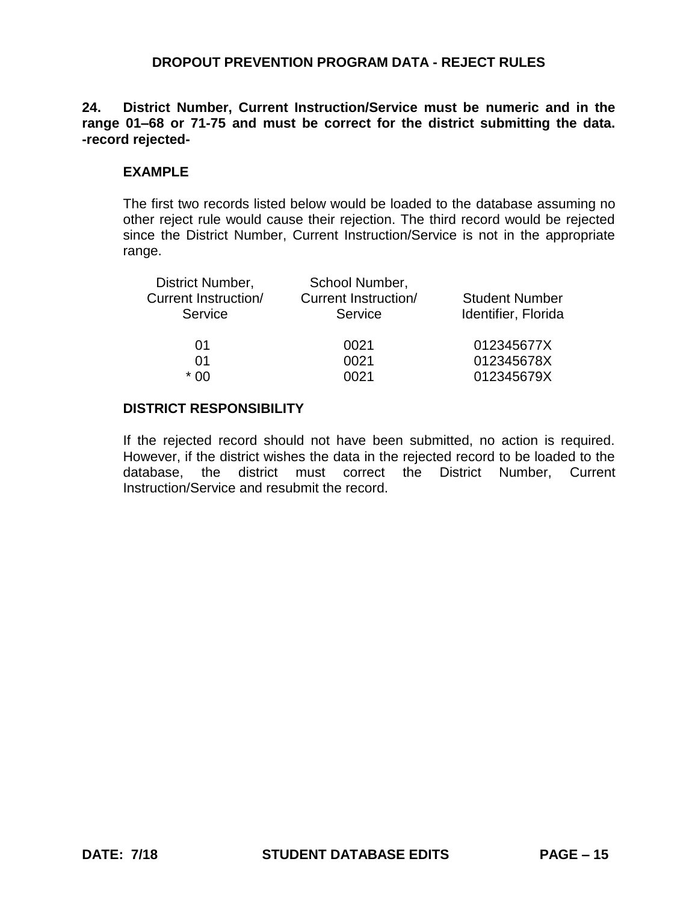## DROPOUT PREVENTION PROGRAM DATA - REJECT RULES

**24. District Number, Current Instruction/Service must be numeric and in the range 01–68 or 71-75 and must be correct for the district submitting the data. -record rejected-**

### EXAMPLE

The first two records listed below would be loaded to the database assuming no other reject rule would cause their rejection. The third record would be rejected since the District Number, Current Instruction/Service is not in the appropriate range.

| District Number, Current Instruction/ Service | School Number, Current Instruction/ Service | Student Number Identifier, Florida |
|---|---|---|
| 01 | 0021 | 012345677X |
| 01 | 0021 | 012345678X |
| * 00 | 0021 | 012345679X |

### DISTRICT RESPONSIBILITY

If the rejected record should not have been submitted, no action is required. However, if the district wishes the data in the rejected record to be loaded to the database, the district must correct the District Number, Current Instruction/Service and resubmit the record.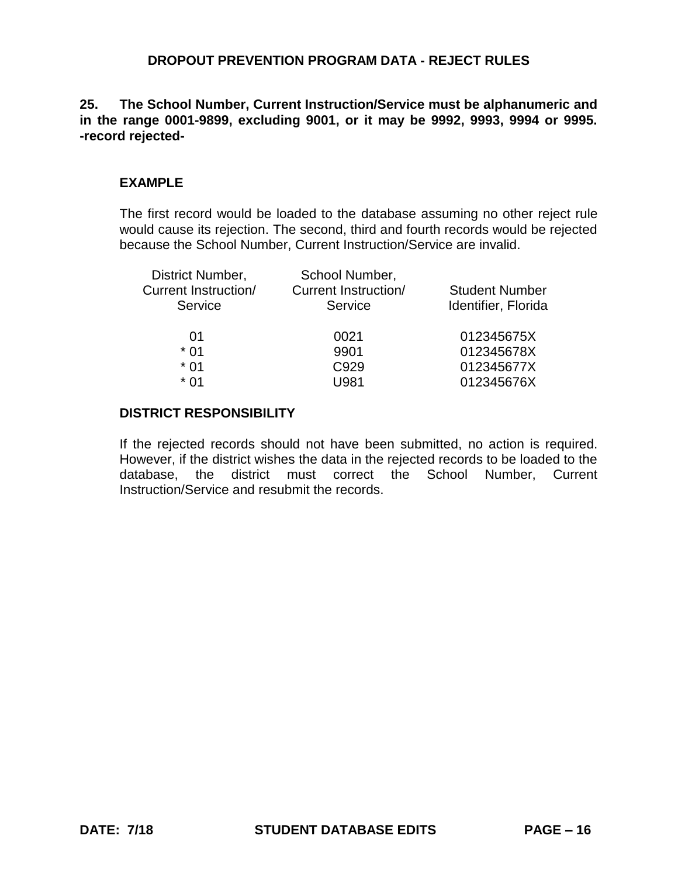## DROPOUT PREVENTION PROGRAM DATA - REJECT RULES

**25. The School Number, Current Instruction/Service must be alphanumeric and in the range 0001-9899, excluding 9001, or it may be 9992, 9993, 9994 or 9995. -record rejected-**

### EXAMPLE

The first record would be loaded to the database assuming no other reject rule would cause its rejection. The second, third and fourth records would be rejected because the School Number, Current Instruction/Service are invalid.

| District Number, Current Instruction/ Service | School Number, Current Instruction/ Service | Student Number Identifier, Florida |
|---|---|---|
| 01 | 0021 | 012345675X |
| * 01 | 9901 | 012345678X |
| * 01 | C929 | 012345677X |
| * 01 | U981 | 012345676X |

### DISTRICT RESPONSIBILITY

If the rejected records should not have been submitted, no action is required. However, if the district wishes the data in the rejected records to be loaded to the database, the district must correct the School Number, Current Instruction/Service and resubmit the records.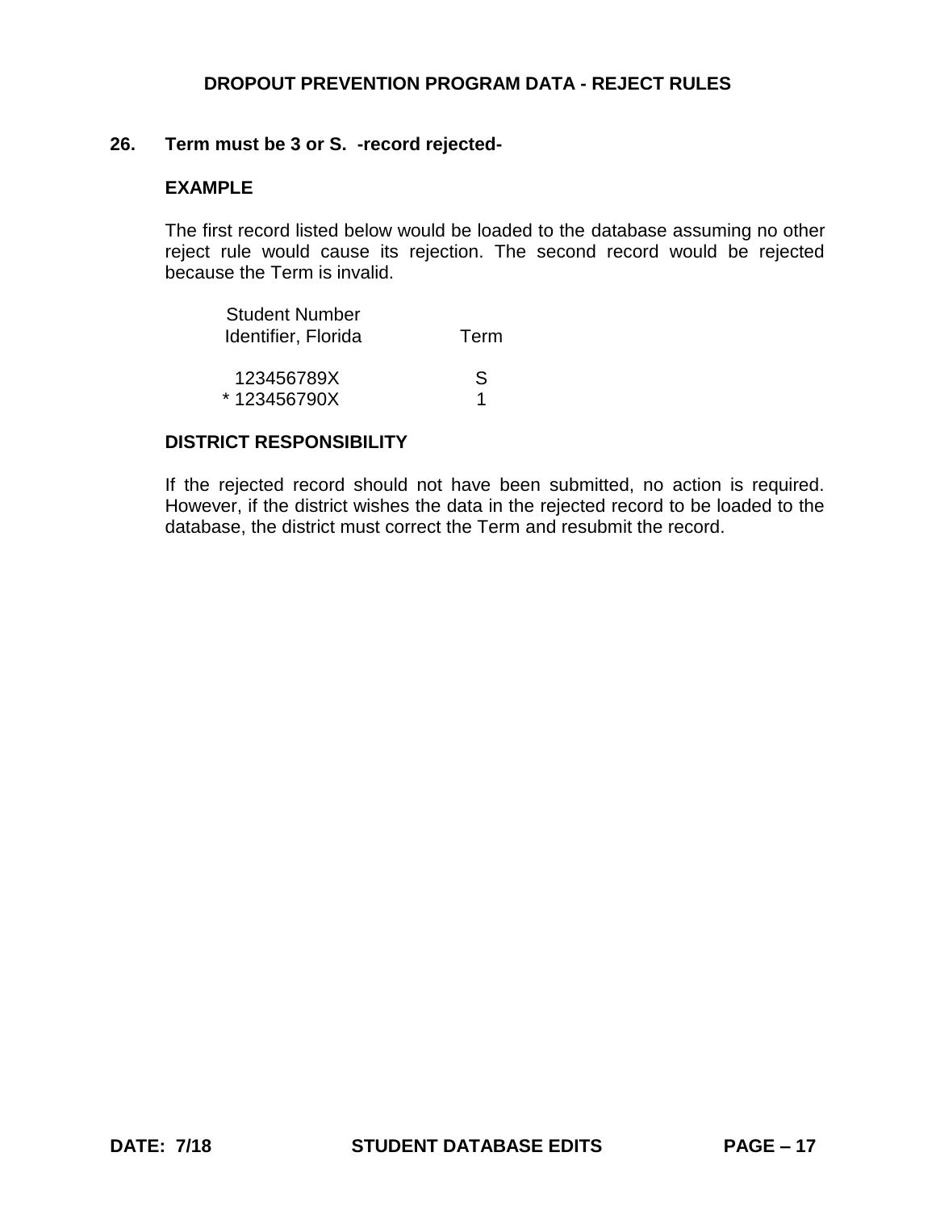## DROPOUT PREVENTION PROGRAM DATA - REJECT RULES

**26. Term must be 3 or S. -record rejected-**

**EXAMPLE**

The first record listed below would be loaded to the database assuming no other reject rule would cause its rejection. The second record would be rejected because the Term is invalid.

| Student Number Identifier, Florida | Term |
|---|---|
| 123456789X | S |
| * 123456790X | 1 |

**DISTRICT RESPONSIBILITY**

If the rejected record should not have been submitted, no action is required. However, if the district wishes the data in the rejected record to be loaded to the database, the district must correct the Term and resubmit the record.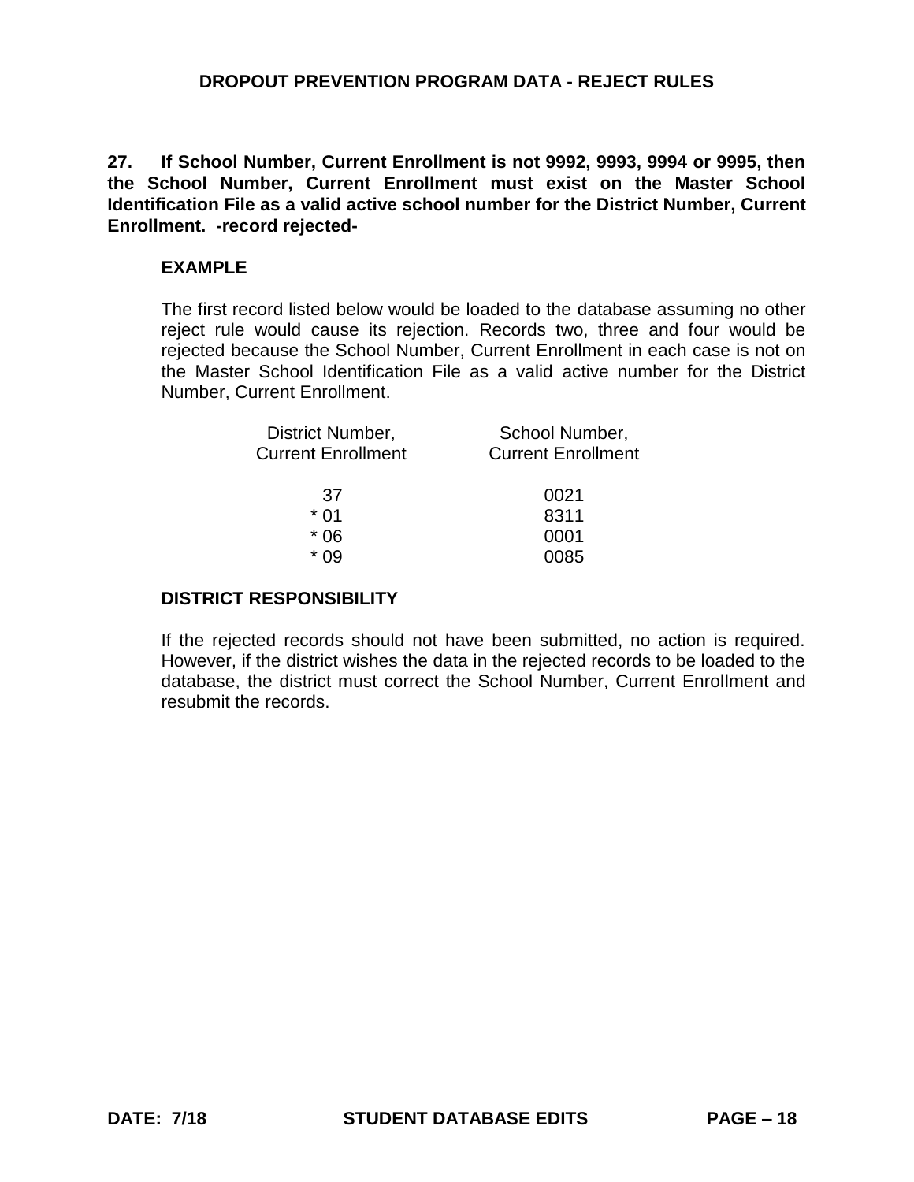**27. If School Number, Current Enrollment is not 9992, 9993, 9994 or 9995, then the School Number, Current Enrollment must exist on the Master School Identification File as a valid active school number for the District Number, Current Enrollment. -record rejected-**

**EXAMPLE**

The first record listed below would be loaded to the database assuming no other reject rule would cause its rejection. Records two, three and four would be rejected because the School Number, Current Enrollment in each case is not on the Master School Identification File as a valid active number for the District Number, Current Enrollment.

| District Number, Current Enrollment | School Number, Current Enrollment |
|---|---|
| 37 | 0021 |
| * 01 | 8311 |
| * 06 | 0001 |
| * 09 | 0085 |

**DISTRICT RESPONSIBILITY**

If the rejected records should not have been submitted, no action is required. However, if the district wishes the data in the rejected records to be loaded to the database, the district must correct the School Number, Current Enrollment and resubmit the records.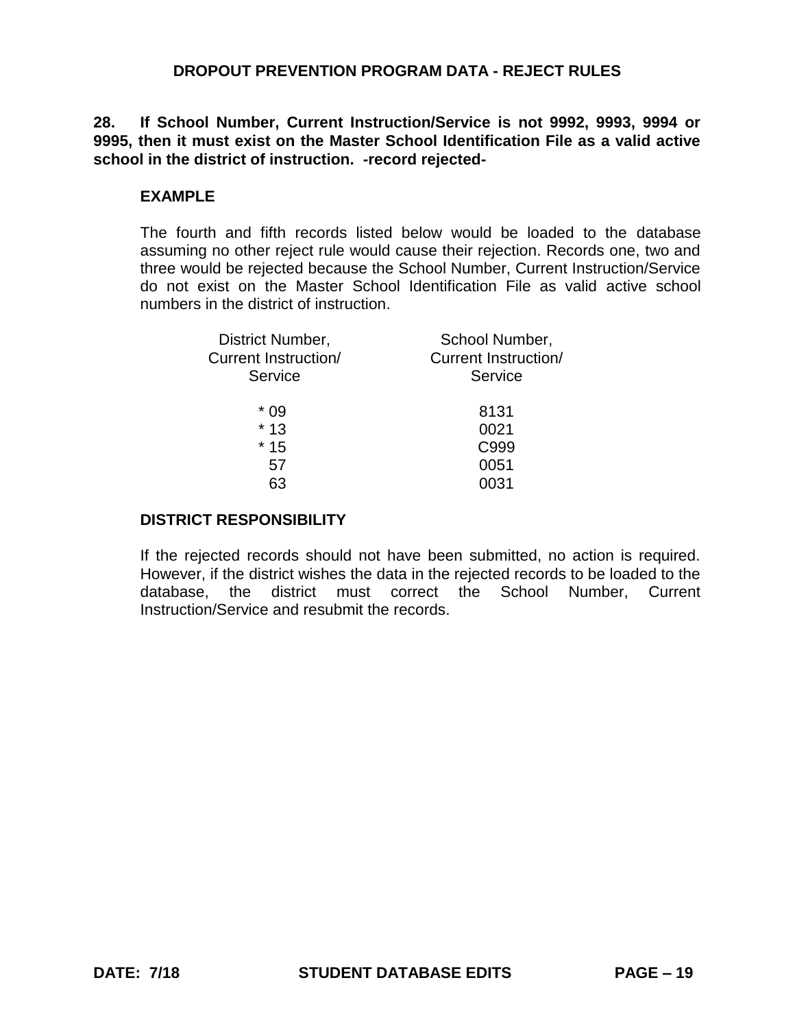# DROPOUT PREVENTION PROGRAM DATA - REJECT RULES

**28. If School Number, Current Instruction/Service is not 9992, 9993, 9994 or 9995, then it must exist on the Master School Identification File as a valid active school in the district of instruction. -record rejected-**

**EXAMPLE**

The fourth and fifth records listed below would be loaded to the database assuming no other reject rule would cause their rejection. Records one, two and three would be rejected because the School Number, Current Instruction/Service do not exist on the Master School Identification File as valid active school numbers in the district of instruction.

| District Number, Current Instruction/ Service | School Number, Current Instruction/ Service |
|---|---|
| * 09 | 8131 |
| * 13 | 0021 |
| * 15 | C999 |
| 57 | 0051 |
| 63 | 0031 |

**DISTRICT RESPONSIBILITY**

If the rejected records should not have been submitted, no action is required. However, if the district wishes the data in the rejected records to be loaded to the database, the district must correct the School Number, Current Instruction/Service and resubmit the records.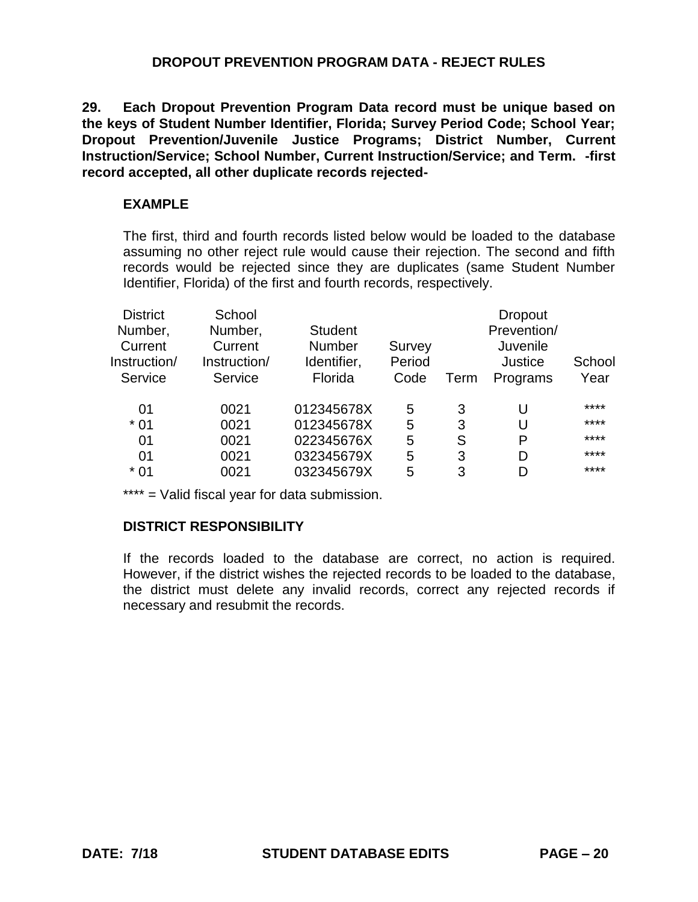## DROPOUT PREVENTION PROGRAM DATA - REJECT RULES

**29. Each Dropout Prevention Program Data record must be unique based on the keys of Student Number Identifier, Florida; Survey Period Code; School Year; Dropout Prevention/Juvenile Justice Programs; District Number, Current Instruction/Service; School Number, Current Instruction/Service; and Term. -first record accepted, all other duplicate records rejected-**

**EXAMPLE**

The first, third and fourth records listed below would be loaded to the database assuming no other reject rule would cause their rejection. The second and fifth records would be rejected since they are duplicates (same Student Number Identifier, Florida) of the first and fourth records, respectively.

| District Number, Current Instruction/ Service | School Number, Current Instruction/ Service | Student Number Identifier, Florida | Survey Period Code | Term | Dropout Prevention/ Juvenile Justice Programs | School Year |
|---|---|---|---|---|---|---|
| 01 | 0021 | 012345678X | 5 | 3 | U | **** |
| * 01 | 0021 | 012345678X | 5 | 3 | U | **** |
| 01 | 0021 | 022345676X | 5 | S | P | **** |
| 01 | 0021 | 032345679X | 5 | 3 | D | **** |
| * 01 | 0021 | 032345679X | 5 | 3 | D | **** |

**** = Valid fiscal year for data submission.

**DISTRICT RESPONSIBILITY**

If the records loaded to the database are correct, no action is required. However, if the district wishes the rejected records to be loaded to the database, the district must delete any invalid records, correct any rejected records if necessary and resubmit the records.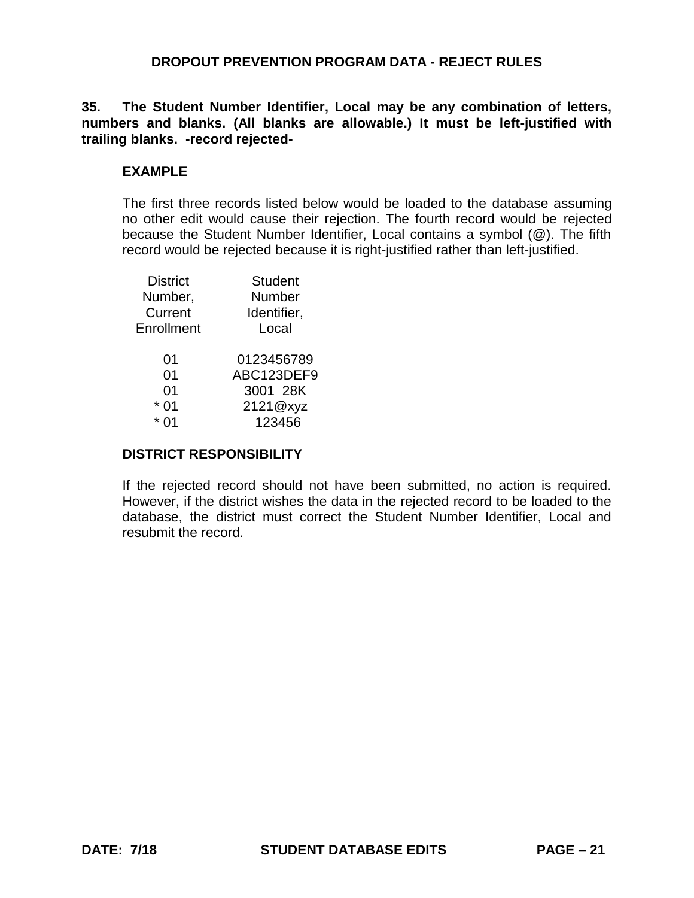## DROPOUT PREVENTION PROGRAM DATA - REJECT RULES

**35. The Student Number Identifier, Local may be any combination of letters, numbers and blanks. (All blanks are allowable.) It must be left-justified with trailing blanks. -record rejected-**

### EXAMPLE

The first three records listed below would be loaded to the database assuming no other edit would cause their rejection. The fourth record would be rejected because the Student Number Identifier, Local contains a symbol (@). The fifth record would be rejected because it is right-justified rather than left-justified.

| District Number, Current Enrollment | Student Number Identifier, Local |
|---|---|
| 01 | 0123456789 |
| 01 | ABC123DEF9 |
| 01 | 3001  28K |
| * 01 | 2121@xyz |
| * 01 | 123456 |

### DISTRICT RESPONSIBILITY

If the rejected record should not have been submitted, no action is required. However, if the district wishes the data in the rejected record to be loaded to the database, the district must correct the Student Number Identifier, Local and resubmit the record.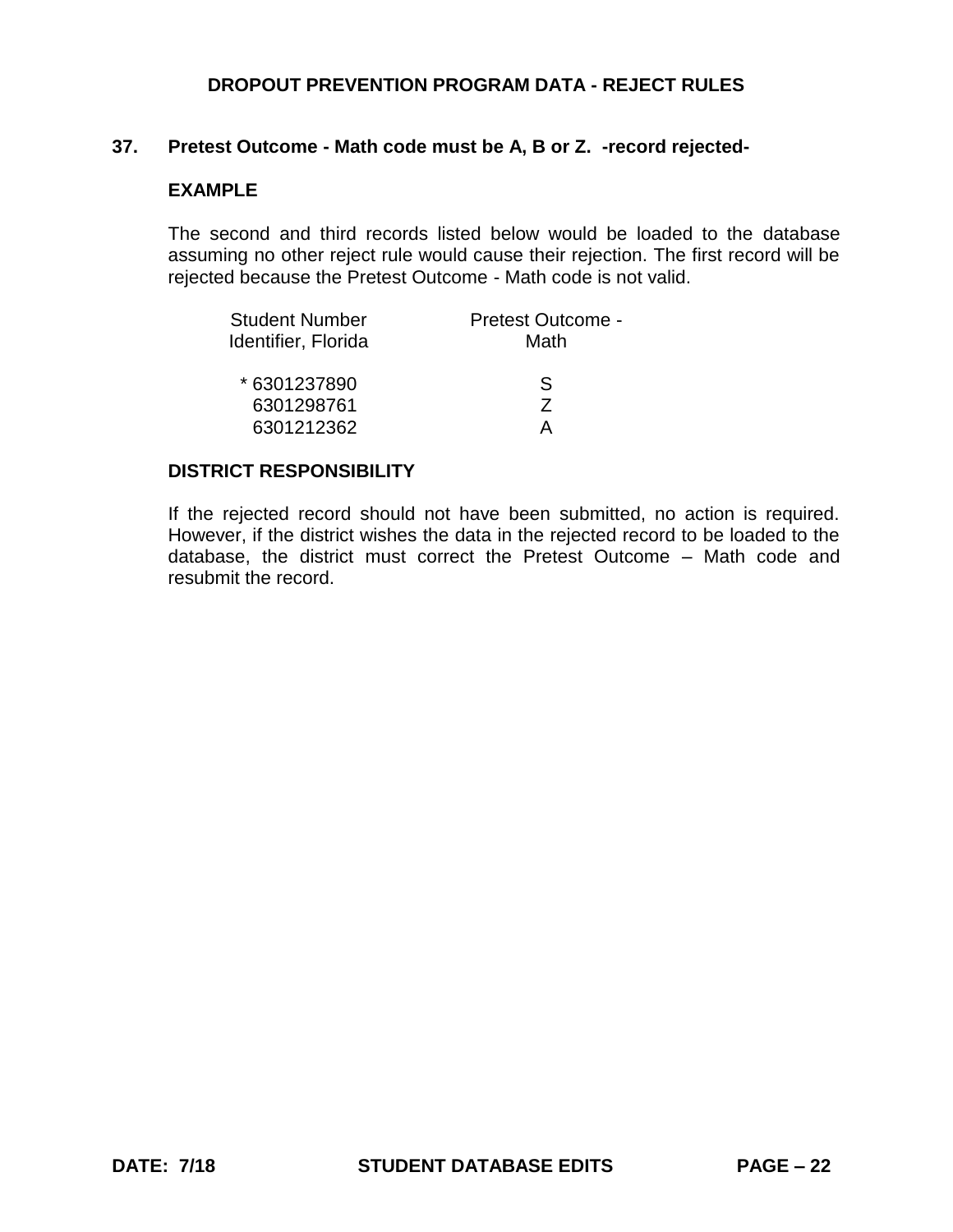## DROPOUT PREVENTION PROGRAM DATA - REJECT RULES

**37. Pretest Outcome - Math code must be A, B or Z. -record rejected-**

**EXAMPLE**

The second and third records listed below would be loaded to the database assuming no other reject rule would cause their rejection. The first record will be rejected because the Pretest Outcome - Math code is not valid.

| Student Number Identifier, Florida | Pretest Outcome - Math |
|---|---|
| * 6301237890 | S |
| 6301298761 | Z |
| 6301212362 | A |

**DISTRICT RESPONSIBILITY**

If the rejected record should not have been submitted, no action is required. However, if the district wishes the data in the rejected record to be loaded to the database, the district must correct the Pretest Outcome – Math code and resubmit the record.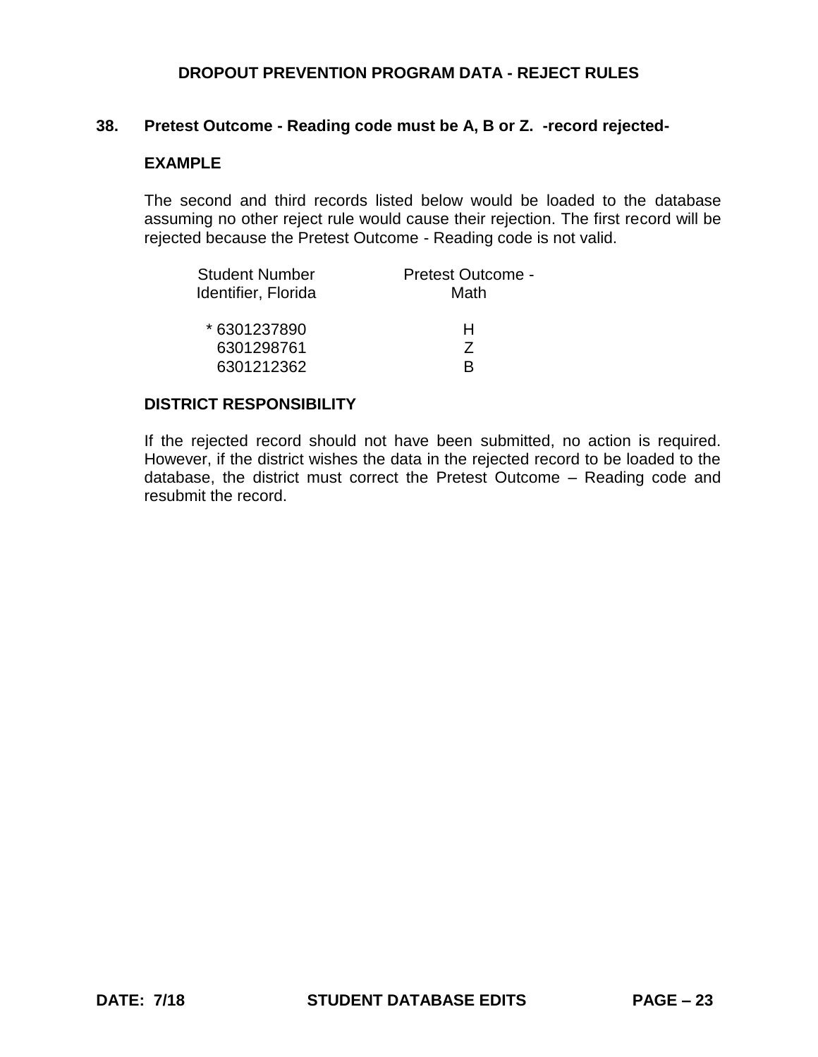## DROPOUT PREVENTION PROGRAM DATA - REJECT RULES

**38. Pretest Outcome - Reading code must be A, B or Z. -record rejected-**

**EXAMPLE**

The second and third records listed below would be loaded to the database assuming no other reject rule would cause their rejection. The first record will be rejected because the Pretest Outcome - Reading code is not valid.

| Student Number Identifier, Florida | Pretest Outcome - Math |
|---|---|
| * 6301237890 | H |
| 6301298761 | Z |
| 6301212362 | B |

**DISTRICT RESPONSIBILITY**

If the rejected record should not have been submitted, no action is required. However, if the district wishes the data in the rejected record to be loaded to the database, the district must correct the Pretest Outcome – Reading code and resubmit the record.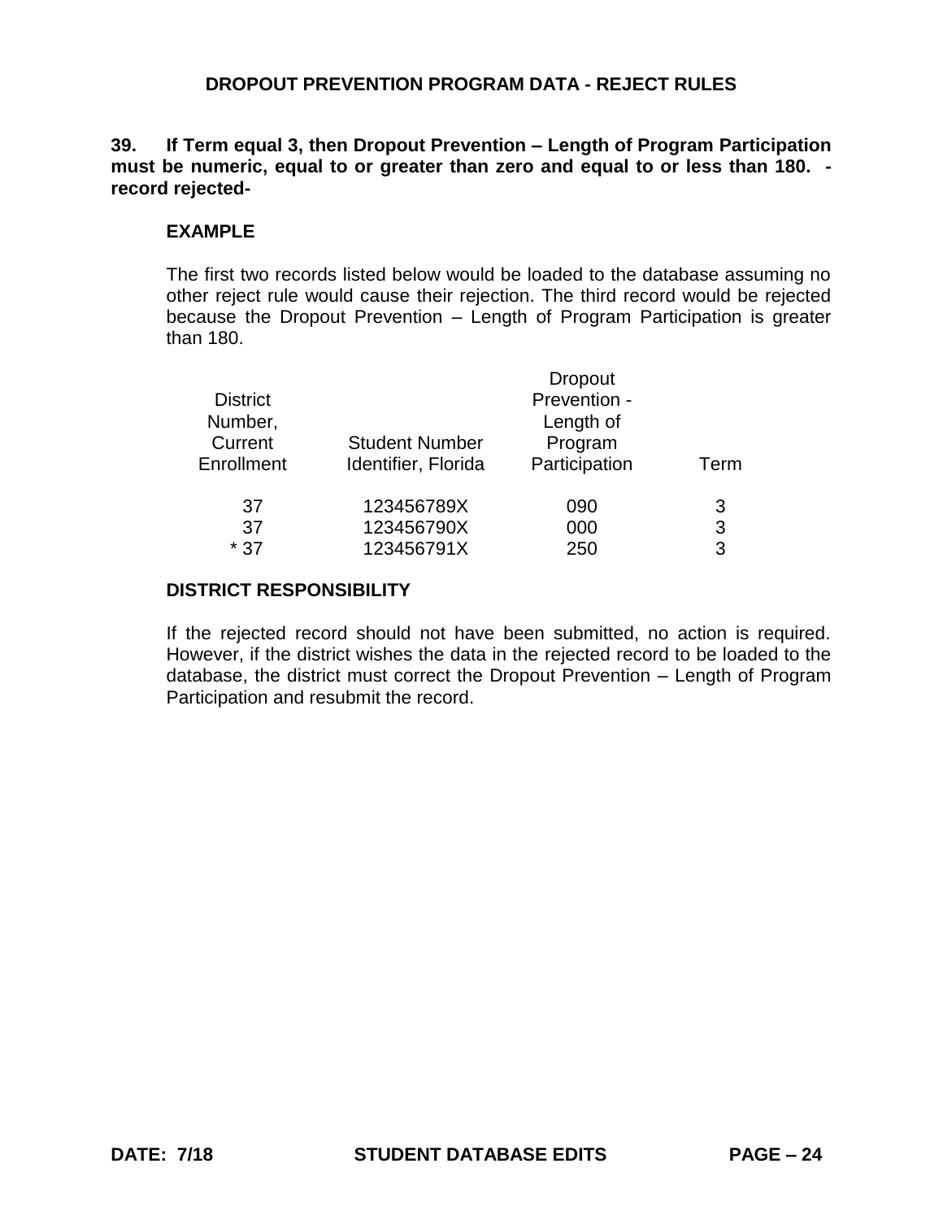## DROPOUT PREVENTION PROGRAM DATA - REJECT RULES

**39. If Term equal 3, then Dropout Prevention – Length of Program Participation must be numeric, equal to or greater than zero and equal to or less than 180. - record rejected-**

**EXAMPLE**

The first two records listed below would be loaded to the database assuming no other reject rule would cause their rejection. The third record would be rejected because the Dropout Prevention – Length of Program Participation is greater than 180.

| District Number, Current Enrollment | Student Number Identifier, Florida | Dropout Prevention - Length of Program Participation | Term |
|---|---|---|---|
| 37 | 123456789X | 090 | 3 |
| 37 | 123456790X | 000 | 3 |
| * 37 | 123456791X | 250 | 3 |

**DISTRICT RESPONSIBILITY**

If the rejected record should not have been submitted, no action is required. However, if the district wishes the data in the rejected record to be loaded to the database, the district must correct the Dropout Prevention – Length of Program Participation and resubmit the record.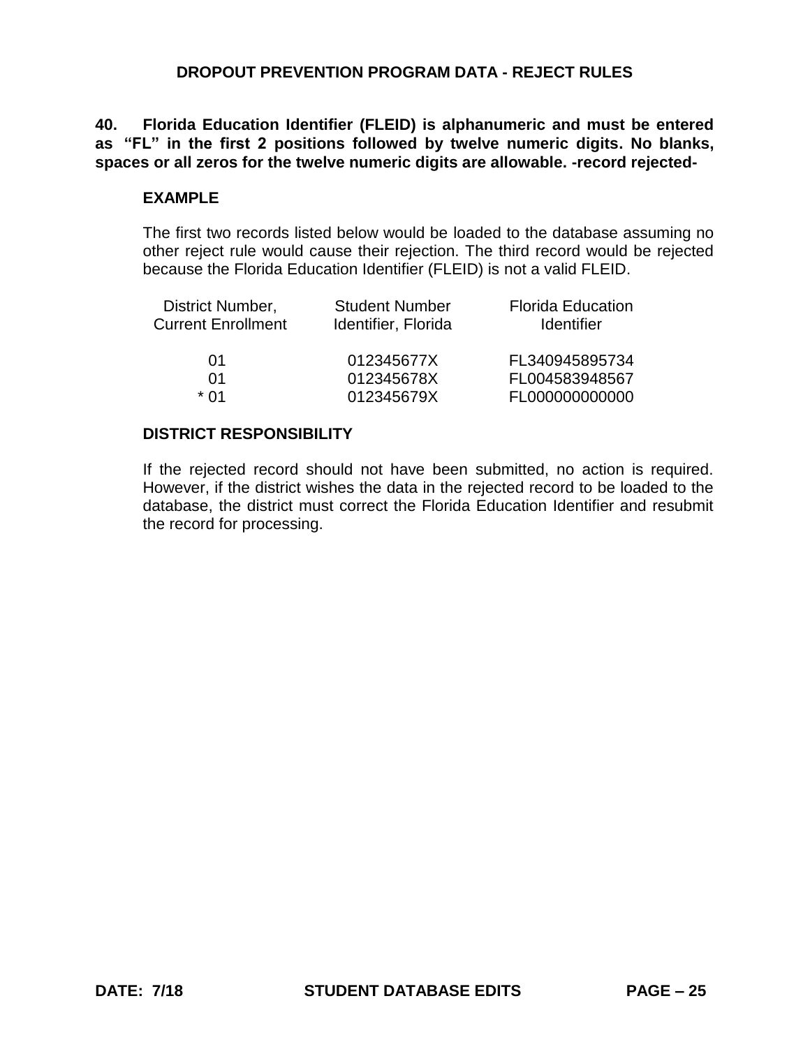## DROPOUT PREVENTION PROGRAM DATA - REJECT RULES

**40. Florida Education Identifier (FLEID) is alphanumeric and must be entered as "FL" in the first 2 positions followed by twelve numeric digits. No blanks, spaces or all zeros for the twelve numeric digits are allowable. -record rejected-**

**EXAMPLE**

The first two records listed below would be loaded to the database assuming no other reject rule would cause their rejection. The third record would be rejected because the Florida Education Identifier (FLEID) is not a valid FLEID.

| District Number, Current Enrollment | Student Number Identifier, Florida | Florida Education Identifier |
|---|---|---|
| 01 | 012345677X | FL340945895734 |
| 01 | 012345678X | FL004583948567 |
| * 01 | 012345679X | FL000000000000 |

**DISTRICT RESPONSIBILITY**

If the rejected record should not have been submitted, no action is required. However, if the district wishes the data in the rejected record to be loaded to the database, the district must correct the Florida Education Identifier and resubmit the record for processing.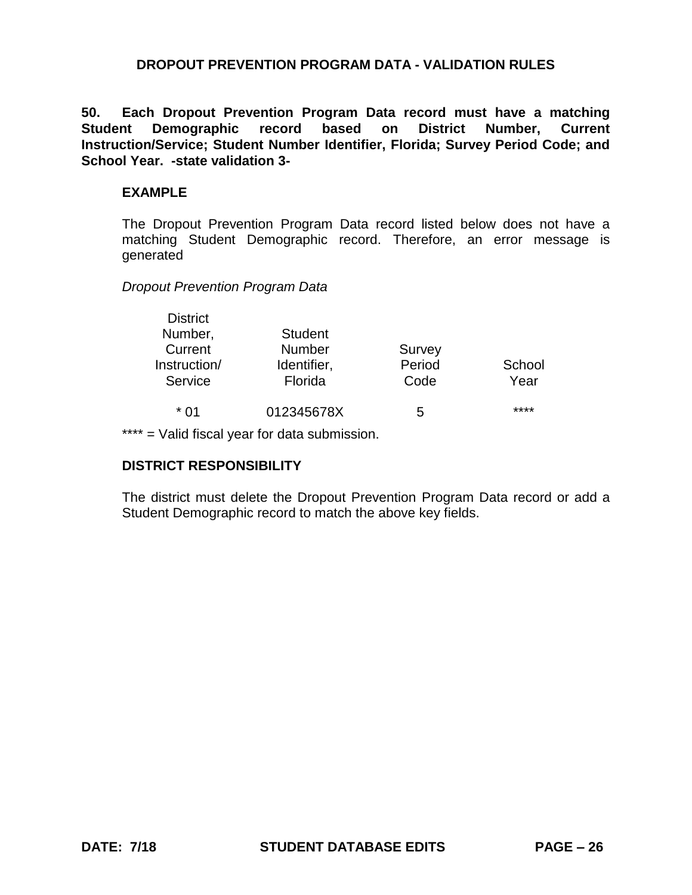## DROPOUT PREVENTION PROGRAM DATA - VALIDATION RULES

**50. Each Dropout Prevention Program Data record must have a matching Student Demographic record based on District Number, Current Instruction/Service; Student Number Identifier, Florida; Survey Period Code; and School Year. -state validation 3-**

**EXAMPLE**

The Dropout Prevention Program Data record listed below does not have a matching Student Demographic record. Therefore, an error message is generated

*Dropout Prevention Program Data*

| District Number, Current Instruction/ Service | Student Number Identifier, Florida | Survey Period Code | School Year |
|---|---|---|---|
| * 01 | 012345678X | 5 | **** |

**** = Valid fiscal year for data submission.

**DISTRICT RESPONSIBILITY**

The district must delete the Dropout Prevention Program Data record or add a Student Demographic record to match the above key fields.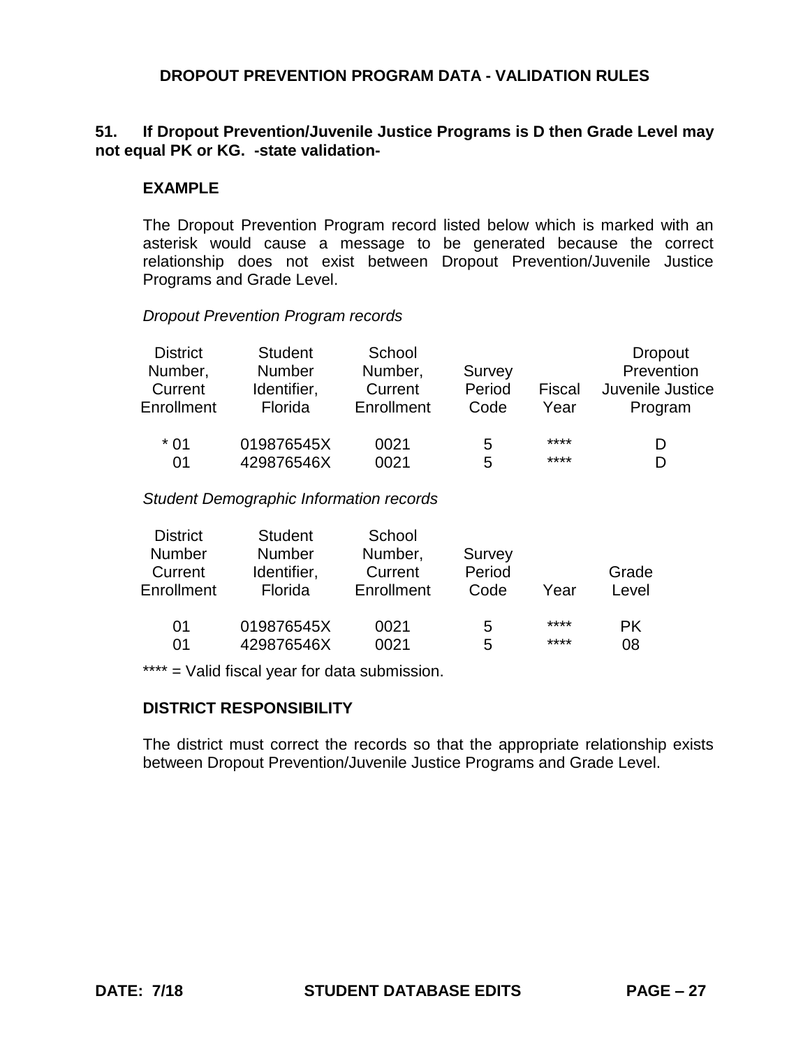## DROPOUT PREVENTION PROGRAM DATA - VALIDATION RULES

**51. If Dropout Prevention/Juvenile Justice Programs is D then Grade Level may not equal PK or KG. -state validation-**

**EXAMPLE**

The Dropout Prevention Program record listed below which is marked with an asterisk would cause a message to be generated because the correct relationship does not exist between Dropout Prevention/Juvenile Justice Programs and Grade Level.

*Dropout Prevention Program records*

| District Number, Current Enrollment | Student Number Identifier, Florida | School Number, Current Enrollment | Survey Period Code | Fiscal Year | Dropout Prevention Juvenile Justice Program |
|---|---|---|---|---|---|
| * 01 | 019876545X | 0021 | 5 | **** | D |
| 01 | 429876546X | 0021 | 5 | **** | D |

*Student Demographic Information records*

| District Number Current Enrollment | Student Number Identifier, Florida | School Number, Current Enrollment | Survey Period Code | Year | Grade Level |
|---|---|---|---|---|---|
| 01 | 019876545X | 0021 | 5 | **** | PK |
| 01 | 429876546X | 0021 | 5 | **** | 08 |

**** = Valid fiscal year for data submission.

**DISTRICT RESPONSIBILITY**

The district must correct the records so that the appropriate relationship exists between Dropout Prevention/Juvenile Justice Programs and Grade Level.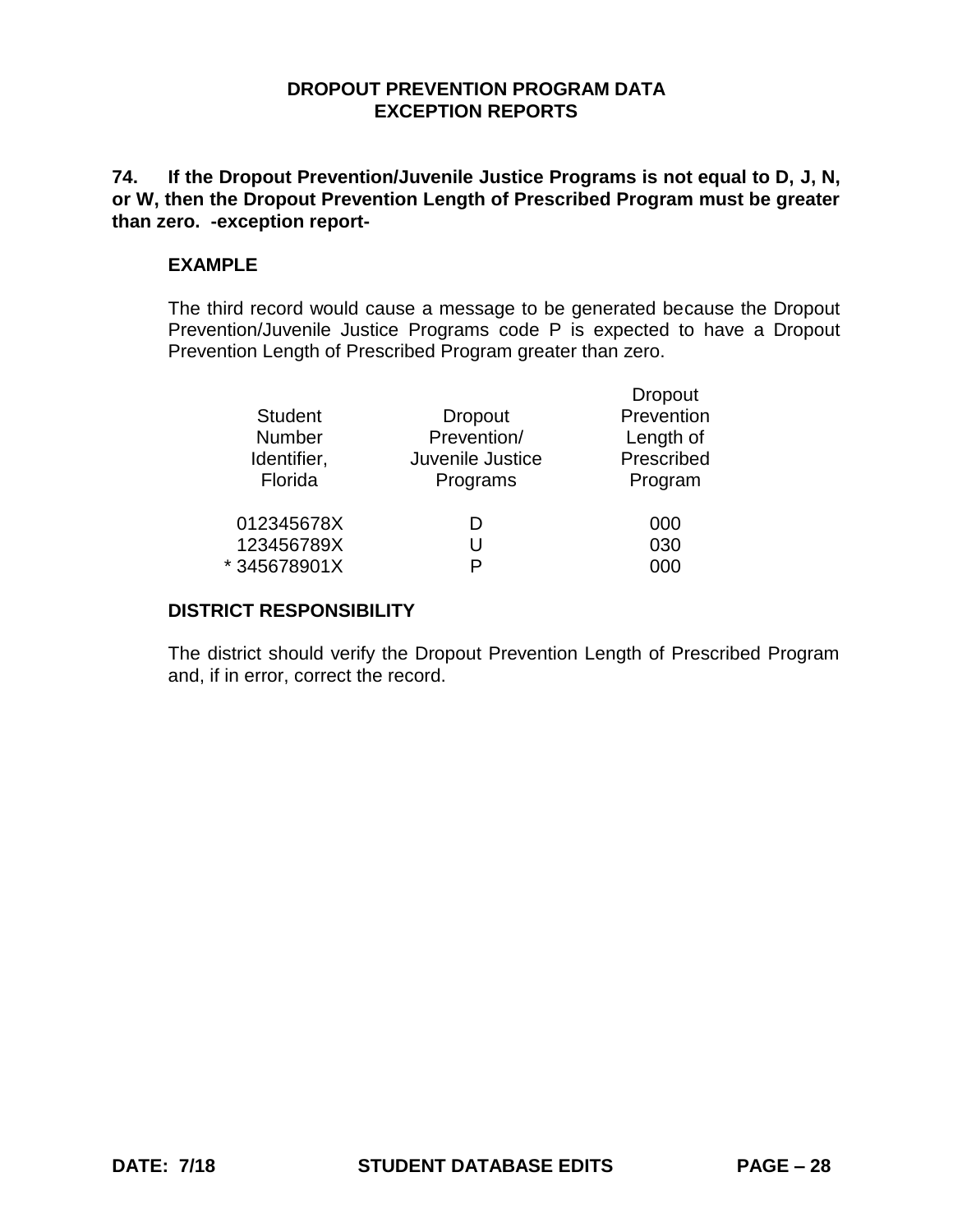**DROPOUT PREVENTION PROGRAM DATA**
**EXCEPTION REPORTS**

**74. If the Dropout Prevention/Juvenile Justice Programs is not equal to D, J, N, or W, then the Dropout Prevention Length of Prescribed Program must be greater than zero. -exception report-**

**EXAMPLE**

The third record would cause a message to be generated because the Dropout Prevention/Juvenile Justice Programs code P is expected to have a Dropout Prevention Length of Prescribed Program greater than zero.

| Student Number Identifier, Florida | Dropout Prevention/ Juvenile Justice Programs | Dropout Prevention Length of Prescribed Program |
|---|---|---|
| 012345678X | D | 000 |
| 123456789X | U | 030 |
| * 345678901X | P | 000 |

**DISTRICT RESPONSIBILITY**

The district should verify the Dropout Prevention Length of Prescribed Program and, if in error, correct the record.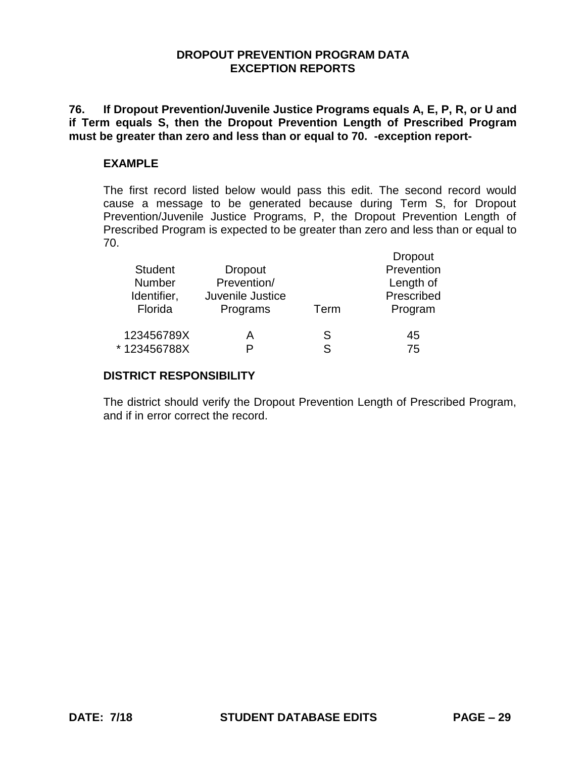## DROPOUT PREVENTION PROGRAM DATA
## EXCEPTION REPORTS

**76. If Dropout Prevention/Juvenile Justice Programs equals A, E, P, R, or U and if Term equals S, then the Dropout Prevention Length of Prescribed Program must be greater than zero and less than or equal to 70. -exception report-**

### EXAMPLE

The first record listed below would pass this edit. The second record would cause a message to be generated because during Term S, for Dropout Prevention/Juvenile Justice Programs, P, the Dropout Prevention Length of Prescribed Program is expected to be greater than zero and less than or equal to 70.

| Student Number Identifier, Florida | Dropout Prevention/ Juvenile Justice Programs | Term | Dropout Prevention Length of Prescribed Program |
|---|---|---|---|
| 123456789X | A | S | 45 |
| * 123456788X | P | S | 75 |

### DISTRICT RESPONSIBILITY

The district should verify the Dropout Prevention Length of Prescribed Program, and if in error correct the record.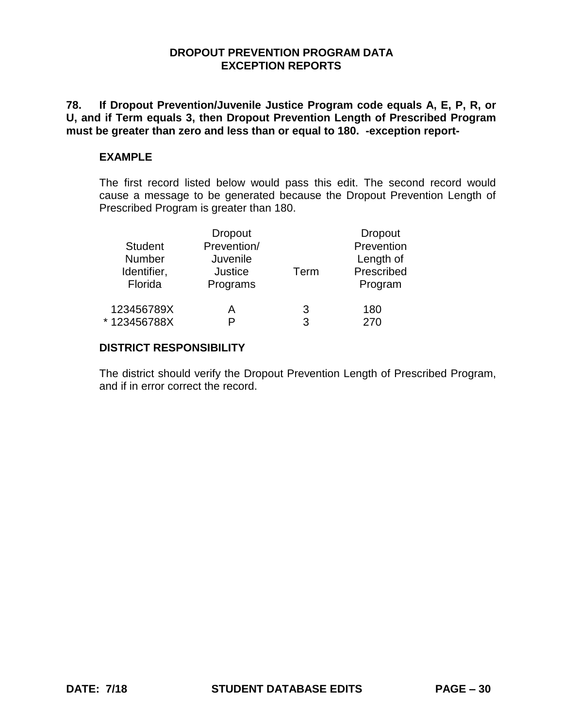## DROPOUT PREVENTION PROGRAM DATA
## EXCEPTION REPORTS

**78. If Dropout Prevention/Juvenile Justice Program code equals A, E, P, R, or U, and if Term equals 3, then Dropout Prevention Length of Prescribed Program must be greater than zero and less than or equal to 180. -exception report-**

### EXAMPLE

The first record listed below would pass this edit. The second record would cause a message to be generated because the Dropout Prevention Length of Prescribed Program is greater than 180.

| Student Number Identifier, Florida | Dropout Prevention/ Juvenile Justice Programs | Term | Dropout Prevention Length of Prescribed Program |
|---|---|---|---|
| 123456789X | A | 3 | 180 |
| * 123456788X | P | 3 | 270 |

### DISTRICT RESPONSIBILITY

The district should verify the Dropout Prevention Length of Prescribed Program, and if in error correct the record.